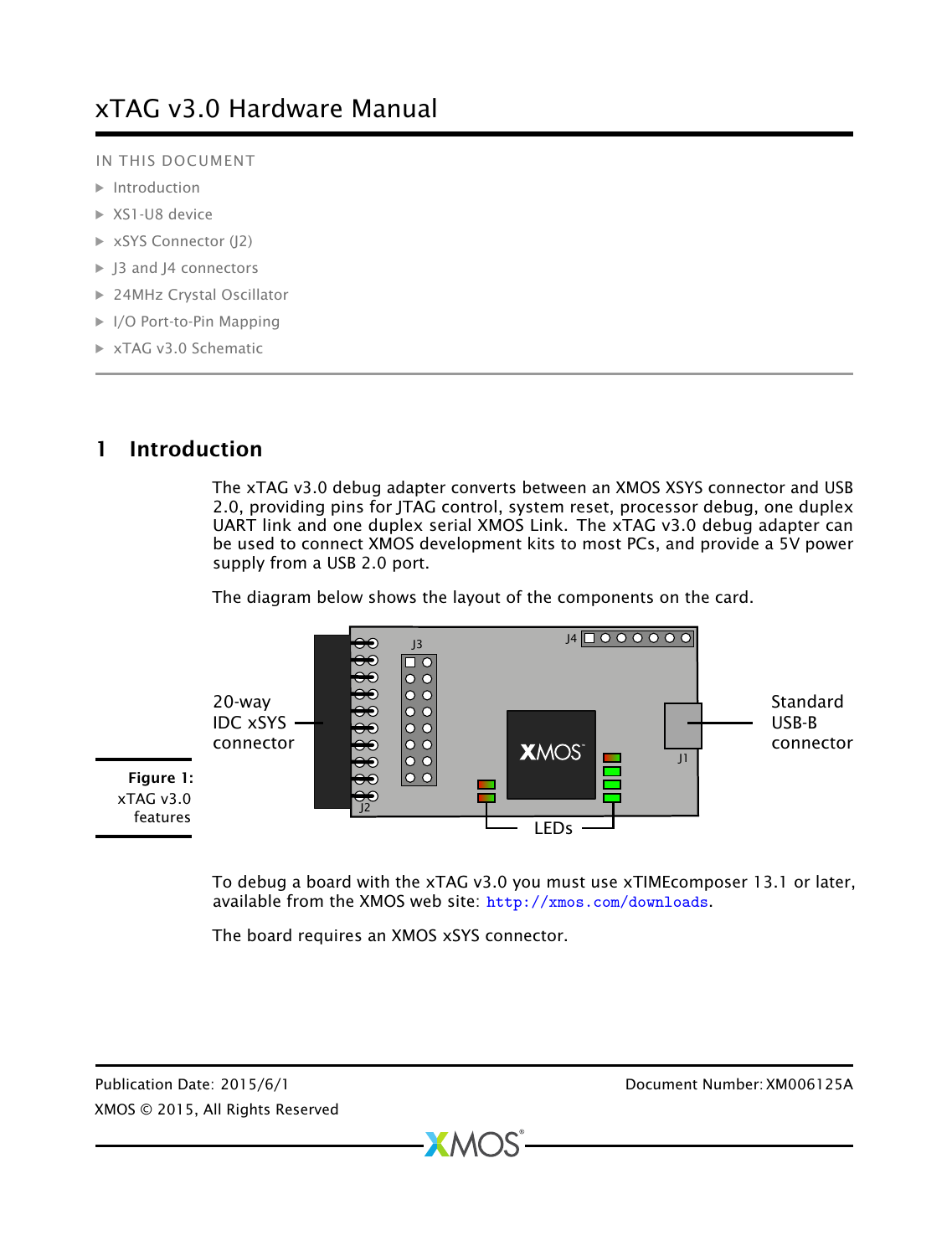# xTAG v3.0 Hardware Manual

IN THIS DOCUMENT

- Introduction
- XS1-U8 device
- xSYS Connector (J2)
- J3 and J4 connectors
- 24MHz Crystal Oscillator
- I/O Port-to-Pin Mapping
- xTAG v3.0 Schematic

## 1 Introduction

The xTAG v3.0 debug adapter converts between an XMOS XSYS connector and USB 2.0, providing pins for JTAG control, system reset, processor debug, one duplex UART link and one duplex serial XMOS Link. The xTAG v3.0 debug adapter can be used to connect XMOS development kits to most PCs, and provide a 5V power supply from a USB 2.0 port.

The diagram below shows the layout of the components on the card.

20-way IDC xSYS connector

J3

J4

J2

J1

XMOS

Standard USB-B connector

LEDs

**Figure 1:** xTAG v3.0 features

To debug a board with the xTAG v3.0 you must use xTIMEcomposer 13.1 or later, available from the XMOS web site: http://xmos.com/downloads.

The board requires an XMOS xSYS connector.

Publication Date: 2015/6/1
Document Number: XM006125A
XMOS © 2015, All Rights Reserved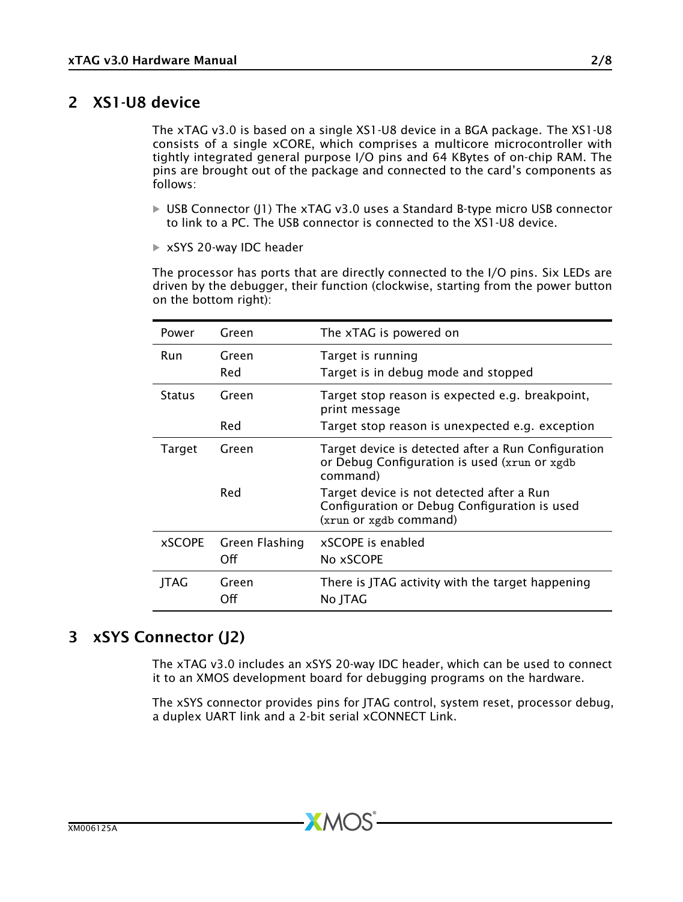## 2 XS1-U8 device

The xTAG v3.0 is based on a single XS1-U8 device in a BGA package. The XS1-U8 consists of a single xCORE, which comprises a multicore microcontroller with tightly integrated general purpose I/O pins and 64 KBytes of on-chip RAM. The pins are brought out of the package and connected to the card's components as follows:

- USB Connector (J1) The xTAG v3.0 uses a Standard B-type micro USB connector to link to a PC. The USB connector is connected to the XS1-U8 device.
- xSYS 20-way IDC header

The processor has ports that are directly connected to the I/O pins. Six LEDs are driven by the debugger, their function (clockwise, starting from the power button on the bottom right):

| LED | Color | Meaning |
|---|---|---|
| Power | Green | The xTAG is powered on |
| Run | Green | Target is running |
| | Red | Target is in debug mode and stopped |
| Status | Green | Target stop reason is expected e.g. breakpoint, print message |
| | Red | Target stop reason is unexpected e.g. exception |
| Target | Green | Target device is detected after a Run Configuration or Debug Configuration is used (`xrun` or `xgdb` command) |
| | Red | Target device is not detected after a Run Configuration or Debug Configuration is used (`xrun` or `xgdb` command) |
| xSCOPE | Green Flashing | xSCOPE is enabled |
| | Off | No xSCOPE |
| JTAG | Green | There is JTAG activity with the target happening |
| | Off | No JTAG |

## 3 xSYS Connector (J2)

The xTAG v3.0 includes an xSYS 20-way IDC header, which can be used to connect it to an XMOS development board for debugging programs on the hardware.

The xSYS connector provides pins for JTAG control, system reset, processor debug, a duplex UART link and a 2-bit serial xCONNECT Link.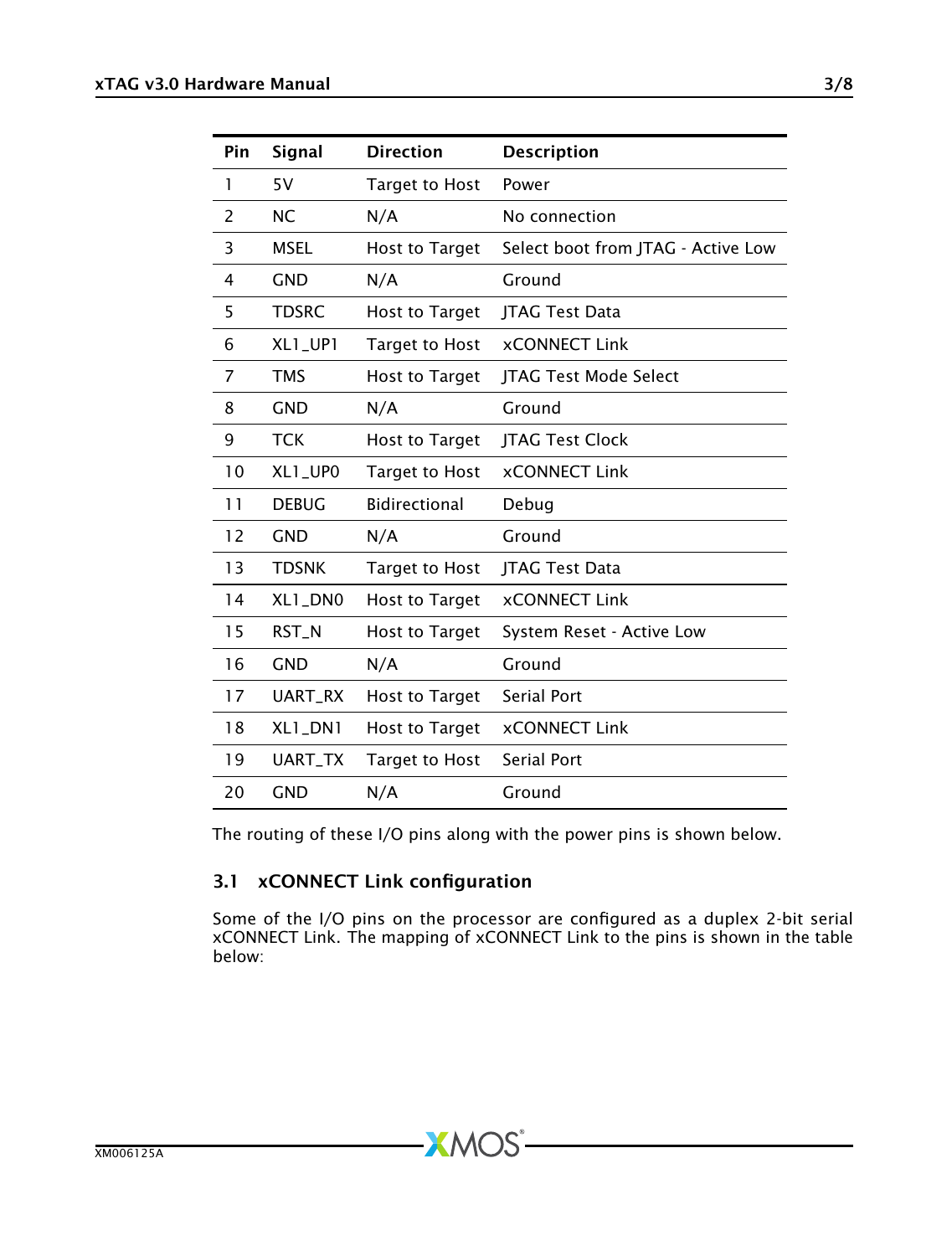| Pin | Signal | Direction | Description |
| --- | --- | --- | --- |
| 1 | 5V | Target to Host | Power |
| 2 | NC | N/A | No connection |
| 3 | MSEL | Host to Target | Select boot from JTAG - Active Low |
| 4 | GND | N/A | Ground |
| 5 | TDSRC | Host to Target | JTAG Test Data |
| 6 | XL1_UP1 | Target to Host | xCONNECT Link |
| 7 | TMS | Host to Target | JTAG Test Mode Select |
| 8 | GND | N/A | Ground |
| 9 | TCK | Host to Target | JTAG Test Clock |
| 10 | XL1_UP0 | Target to Host | xCONNECT Link |
| 11 | DEBUG | Bidirectional | Debug |
| 12 | GND | N/A | Ground |
| 13 | TDSNK | Target to Host | JTAG Test Data |
| 14 | XL1_DN0 | Host to Target | xCONNECT Link |
| 15 | RST_N | Host to Target | System Reset - Active Low |
| 16 | GND | N/A | Ground |
| 17 | UART_RX | Host to Target | Serial Port |
| 18 | XL1_DN1 | Host to Target | xCONNECT Link |
| 19 | UART_TX | Target to Host | Serial Port |
| 20 | GND | N/A | Ground |

The routing of these I/O pins along with the power pins is shown below.

## 3.1 xCONNECT Link configuration

Some of the I/O pins on the processor are configured as a duplex 2-bit serial xCONNECT Link. The mapping of xCONNECT Link to the pins is shown in the table below: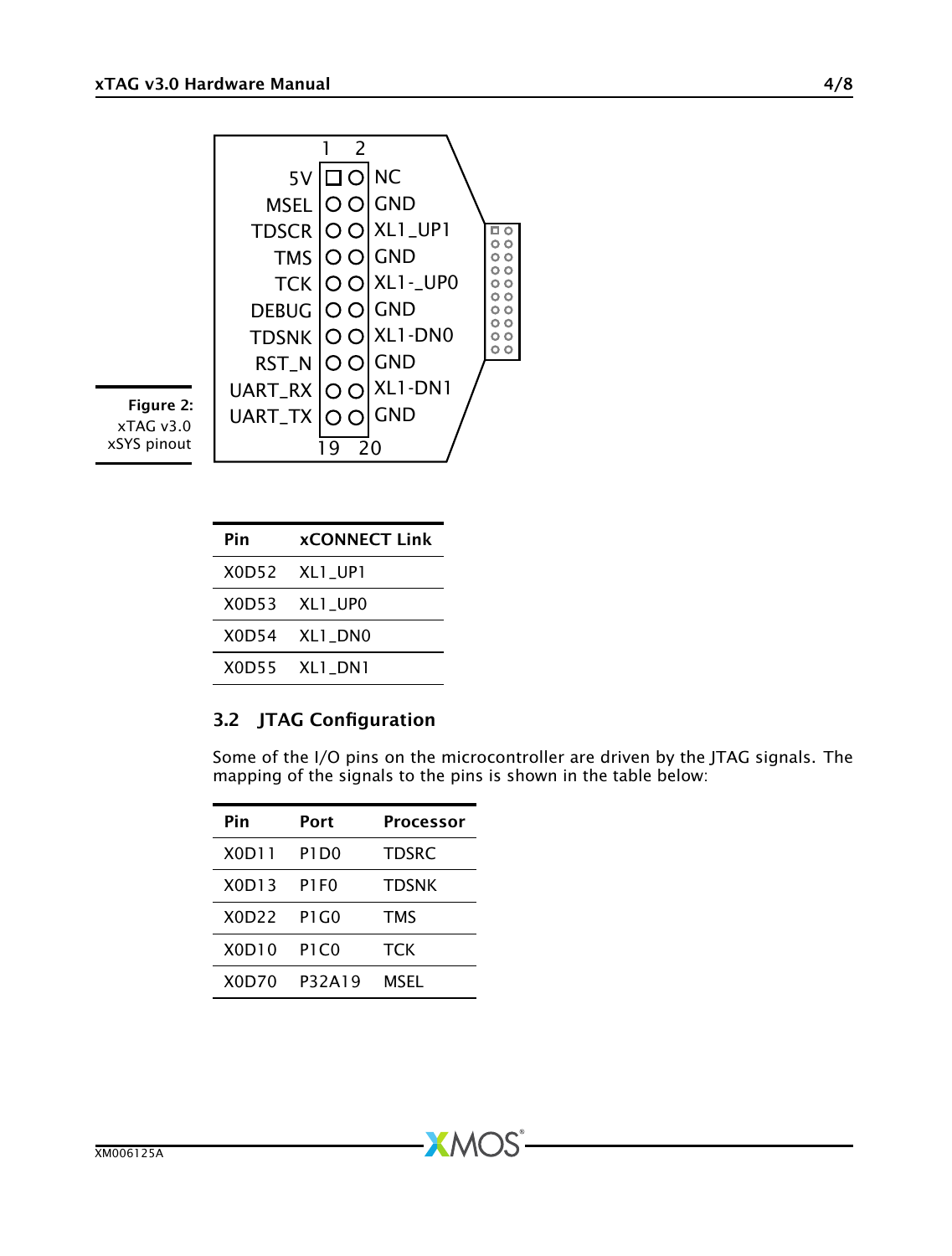| 1 | 2 |
|---|---|
| 5V | NC |
| MSEL | GND |
| TDSCR | XL1_UP1 |
| TMS | GND |
| TCK | XL1-_UP0 |
| DEBUG | GND |
| TDSNK | XL1-DN0 |
| RST_N | GND |
| UART_RX | XL1-DN1 |
| UART_TX | GND |
| 19 | 20 |

**Figure 2:** xTAG v3.0 xSYS pinout

| Pin | xCONNECT Link |
|---|---|
| X0D52 | XL1_UP1 |
| X0D53 | XL1_UP0 |
| X0D54 | XL1_DN0 |
| X0D55 | XL1_DN1 |

## 3.2 JTAG Configuration

Some of the I/O pins on the microcontroller are driven by the JTAG signals. The mapping of the signals to the pins is shown in the table below:

| Pin | Port | Processor |
|---|---|---|
| X0D11 | P1D0 | TDSRC |
| X0D13 | P1F0 | TDSNK |
| X0D22 | P1G0 | TMS |
| X0D10 | P1C0 | TCK |
| X0D70 | P32A19 | MSEL |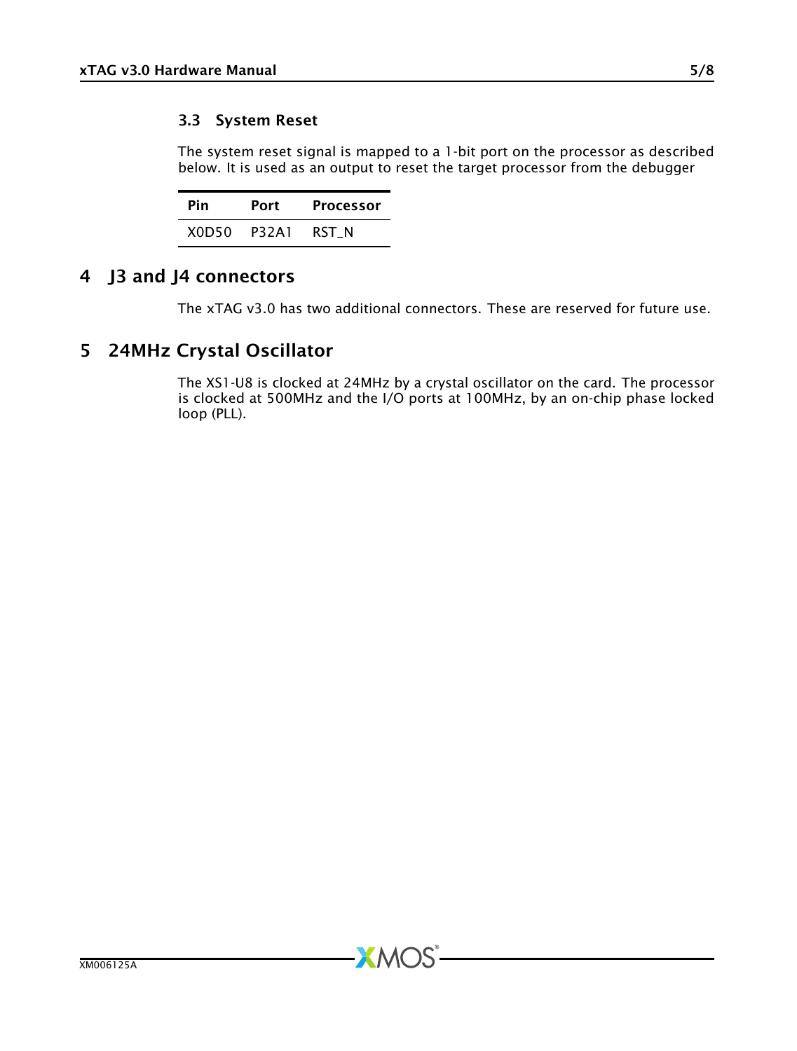### 3.3 System Reset

The system reset signal is mapped to a 1-bit port on the processor as described below. It is used as an output to reset the target processor from the debugger

| Pin | Port | Processor |
|---|---|---|
| X0D50 | P32A1 | RST_N |

## 4 J3 and J4 connectors

The xTAG v3.0 has two additional connectors. These are reserved for future use.

## 5 24MHz Crystal Oscillator

The XS1-U8 is clocked at 24MHz by a crystal oscillator on the card. The processor is clocked at 500MHz and the I/O ports at 100MHz, by an on-chip phase locked loop (PLL).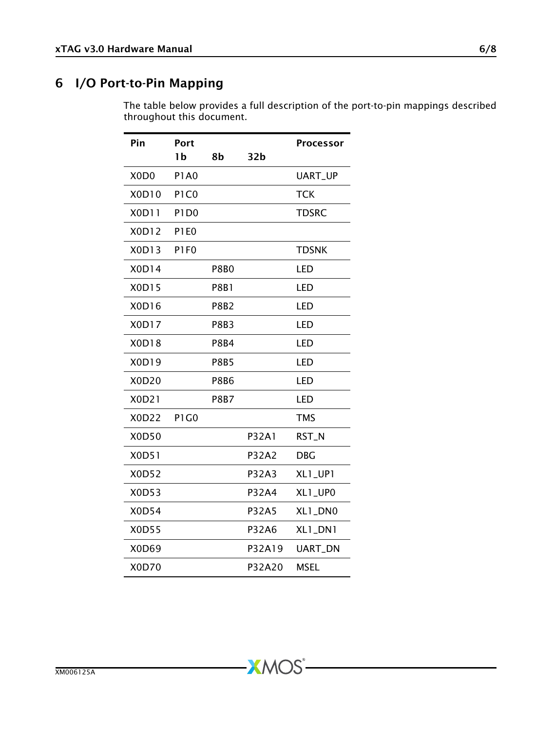# 6 I/O Port-to-Pin Mapping

The table below provides a full description of the port-to-pin mappings described throughout this document.

| Pin | Port | | | Processor |
|---|---|---|---|---|
| | 1b | 8b | 32b | |
| X0D0 | P1A0 | | | UART_UP |
| X0D10 | P1C0 | | | TCK |
| X0D11 | P1D0 | | | TDSRC |
| X0D12 | P1E0 | | | |
| X0D13 | P1F0 | | | TDSNK |
| X0D14 | | P8B0 | | LED |
| X0D15 | | P8B1 | | LED |
| X0D16 | | P8B2 | | LED |
| X0D17 | | P8B3 | | LED |
| X0D18 | | P8B4 | | LED |
| X0D19 | | P8B5 | | LED |
| X0D20 | | P8B6 | | LED |
| X0D21 | | P8B7 | | LED |
| X0D22 | P1G0 | | | TMS |
| X0D50 | | | P32A1 | RST_N |
| X0D51 | | | P32A2 | DBG |
| X0D52 | | | P32A3 | XL1_UP1 |
| X0D53 | | | P32A4 | XL1_UP0 |
| X0D54 | | | P32A5 | XL1_DN0 |
| X0D55 | | | P32A6 | XL1_DN1 |
| X0D69 | | | P32A19 | UART_DN |
| X0D70 | | | P32A20 | MSEL |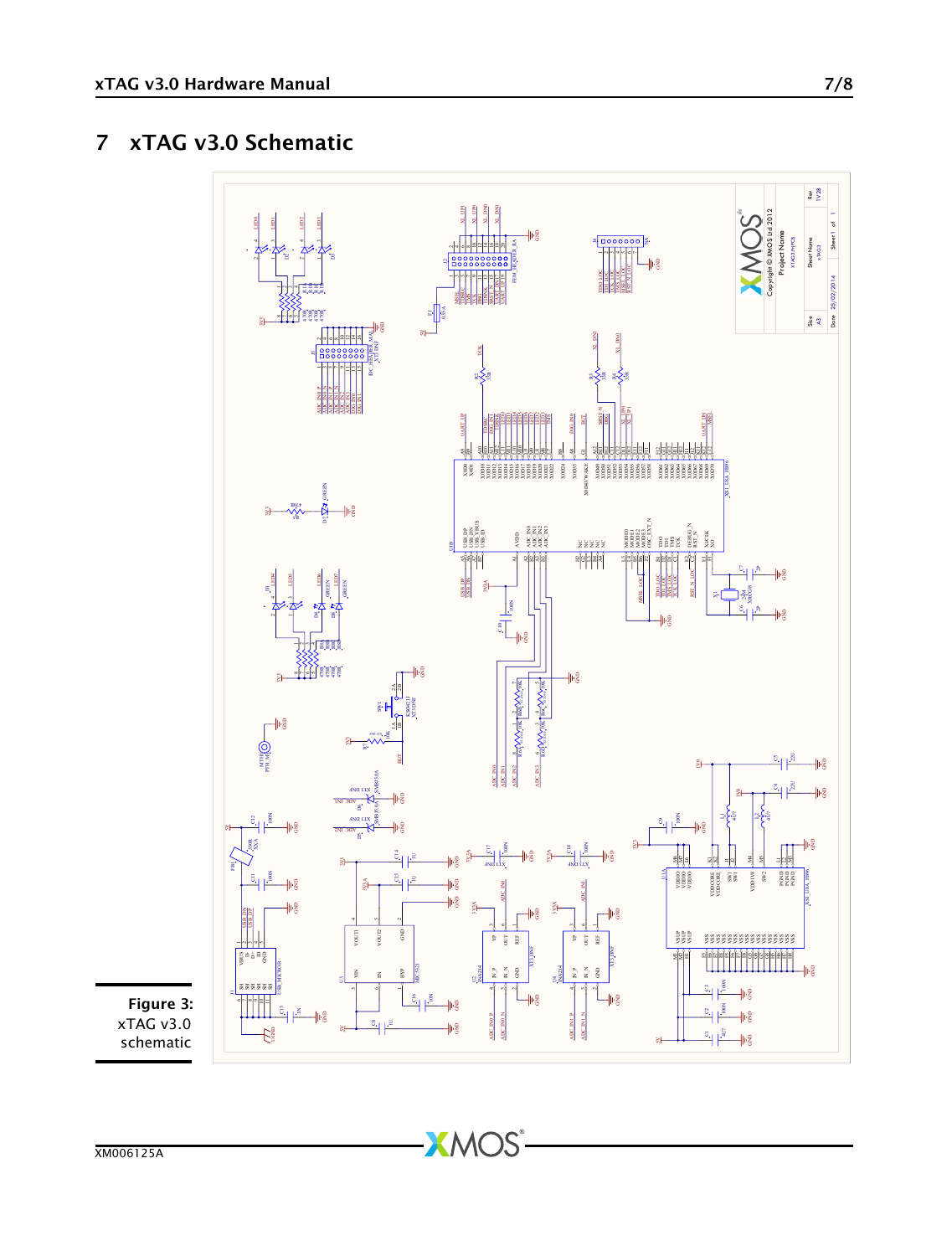# 7 xTAG v3.0 Schematic

**Figure 3:** xTAG v3.0 schematic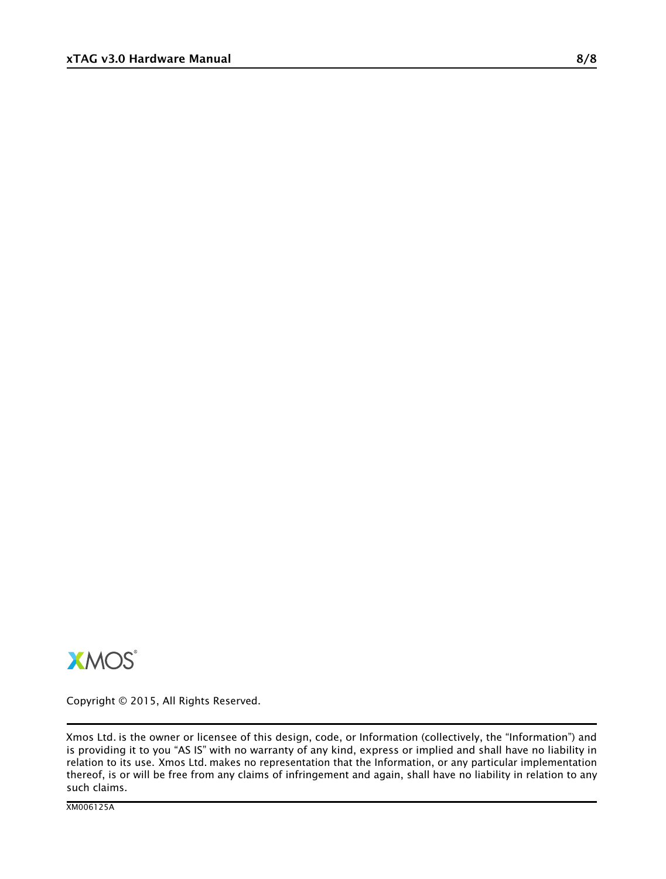XMOS

Copyright © 2015, All Rights Reserved.

Xmos Ltd. is the owner or licensee of this design, code, or Information (collectively, the "Information") and is providing it to you "AS IS" with no warranty of any kind, express or implied and shall have no liability in relation to its use. Xmos Ltd. makes no representation that the Information, or any particular implementation thereof, is or will be free from any claims of infringement and again, shall have no liability in relation to any such claims.

XM006125A